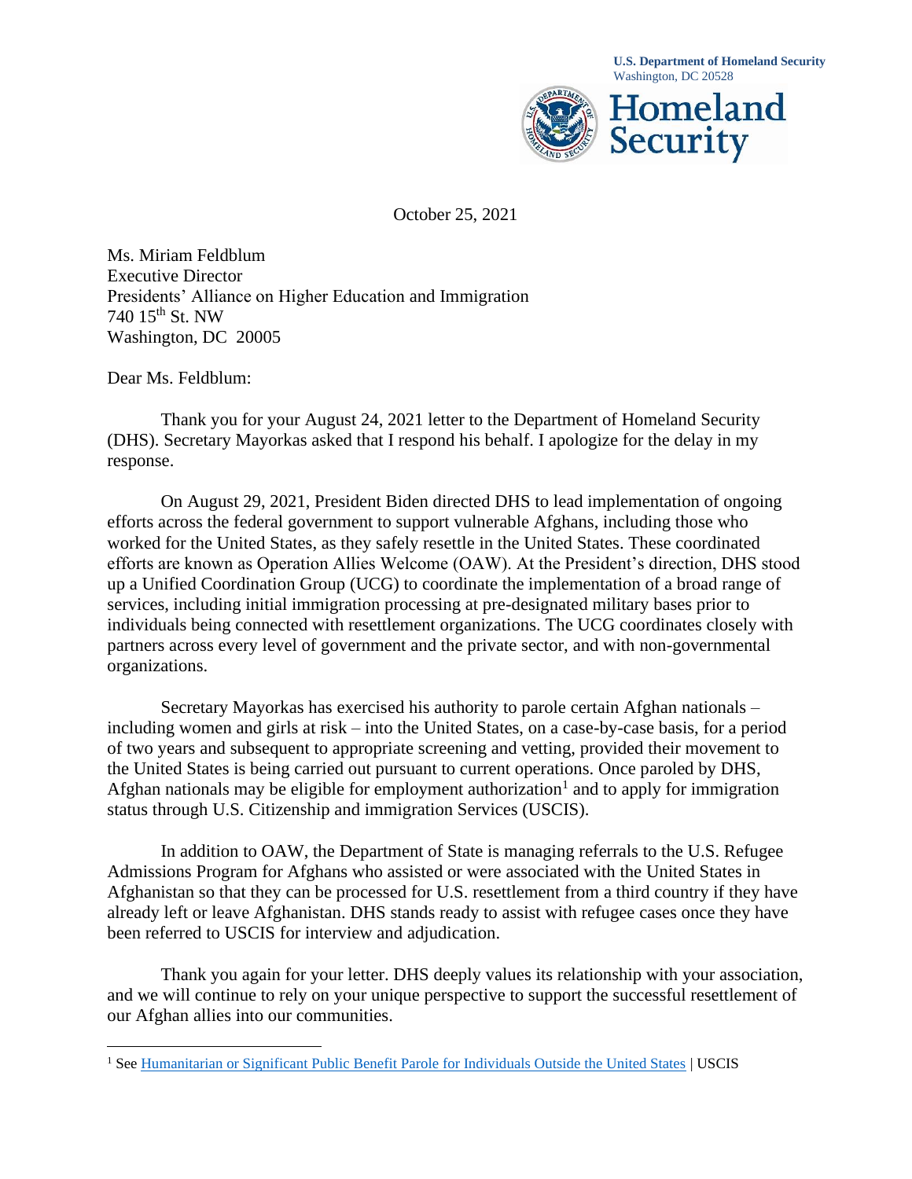U.S. Department of Homeland Security
Washington, DC 20528

**Homeland Security**

October 25, 2021

Ms. Miriam Feldblum
Executive Director
Presidents' Alliance on Higher Education and Immigration
740 15th St. NW
Washington, DC 20005

Dear Ms. Feldblum:

Thank you for your August 24, 2021 letter to the Department of Homeland Security (DHS). Secretary Mayorkas asked that I respond his behalf. I apologize for the delay in my response.

On August 29, 2021, President Biden directed DHS to lead implementation of ongoing efforts across the federal government to support vulnerable Afghans, including those who worked for the United States, as they safely resettle in the United States. These coordinated efforts are known as Operation Allies Welcome (OAW). At the President's direction, DHS stood up a Unified Coordination Group (UCG) to coordinate the implementation of a broad range of services, including initial immigration processing at pre-designated military bases prior to individuals being connected with resettlement organizations. The UCG coordinates closely with partners across every level of government and the private sector, and with non-governmental organizations.

Secretary Mayorkas has exercised his authority to parole certain Afghan nationals – including women and girls at risk – into the United States, on a case-by-case basis, for a period of two years and subsequent to appropriate screening and vetting, provided their movement to the United States is being carried out pursuant to current operations. Once paroled by DHS, Afghan nationals may be eligible for employment authorization[1] and to apply for immigration status through U.S. Citizenship and immigration Services (USCIS).

In addition to OAW, the Department of State is managing referrals to the U.S. Refugee Admissions Program for Afghans who assisted or were associated with the United States in Afghanistan so that they can be processed for U.S. resettlement from a third country if they have already left or leave Afghanistan. DHS stands ready to assist with refugee cases once they have been referred to USCIS for interview and adjudication.

Thank you again for your letter. DHS deeply values its relationship with your association, and we will continue to rely on your unique perspective to support the successful resettlement of our Afghan allies into our communities.

---

[1] See Humanitarian or Significant Public Benefit Parole for Individuals Outside the United States | USCIS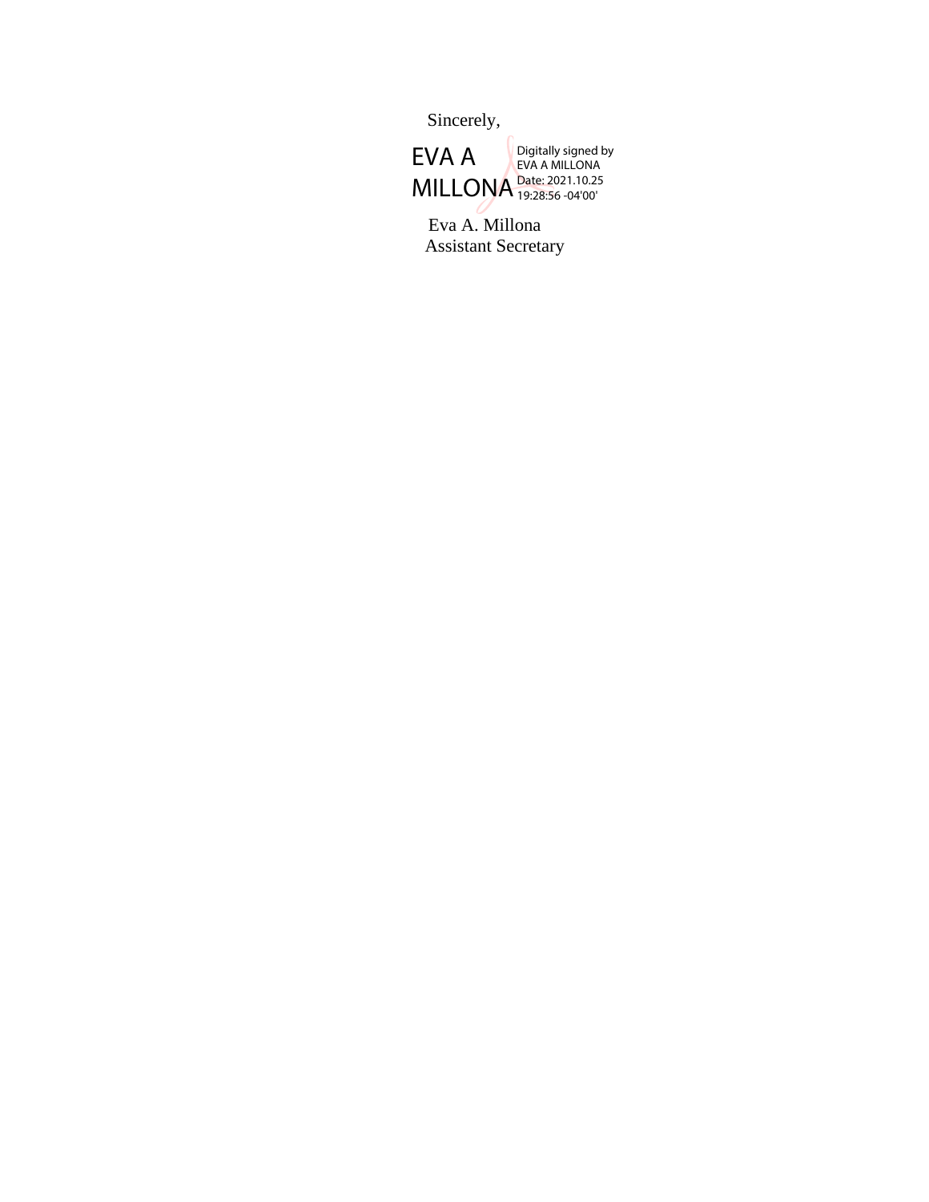Sincerely,

EVA A MILLONA

Digitally signed by EVA A MILLONA
Date: 2021.10.25 19:28:56 -04'00'

Eva A. Millona
Assistant Secretary